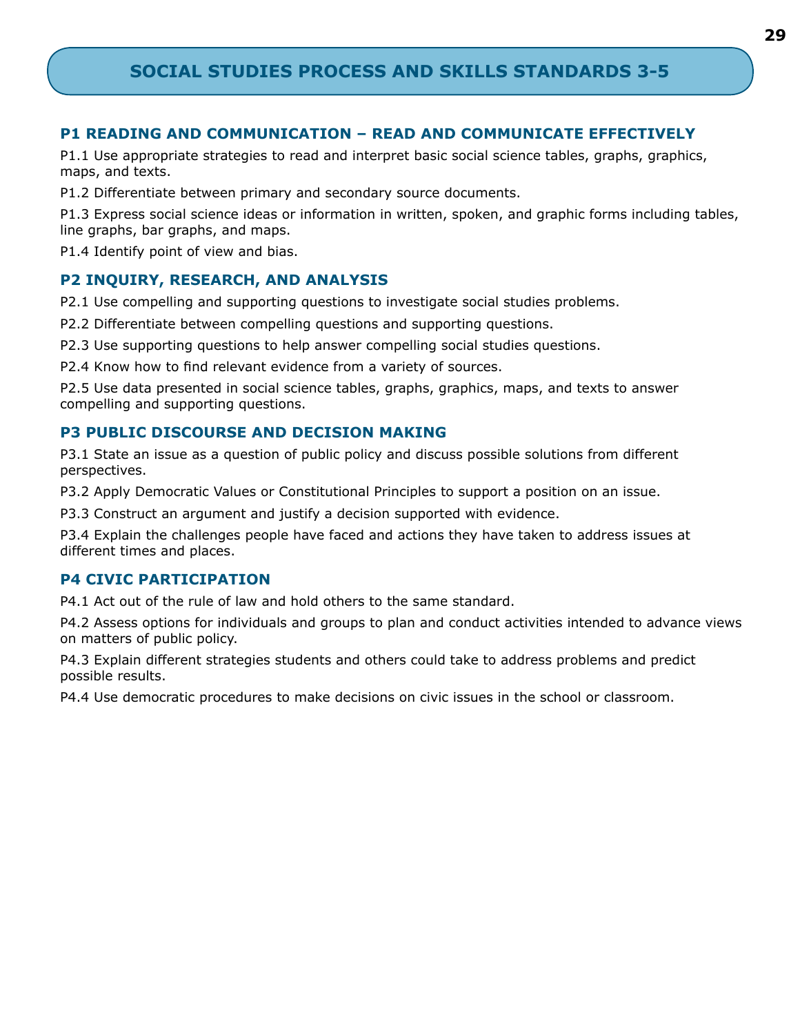# SOCIAL STUDIES PROCESS AND SKILLS STANDARDS 3-5

## P1 READING AND COMMUNICATION – READ AND COMMUNICATE EFFECTIVELY

P1.1 Use appropriate strategies to read and interpret basic social science tables, graphs, graphics, maps, and texts.

P1.2 Differentiate between primary and secondary source documents.

P1.3 Express social science ideas or information in written, spoken, and graphic forms including tables, line graphs, bar graphs, and maps.

P1.4 Identify point of view and bias.

## P2 INQUIRY, RESEARCH, AND ANALYSIS

P2.1 Use compelling and supporting questions to investigate social studies problems.

P2.2 Differentiate between compelling questions and supporting questions.

P2.3 Use supporting questions to help answer compelling social studies questions.

P2.4 Know how to find relevant evidence from a variety of sources.

P2.5 Use data presented in social science tables, graphs, graphics, maps, and texts to answer compelling and supporting questions.

## P3 PUBLIC DISCOURSE AND DECISION MAKING

P3.1 State an issue as a question of public policy and discuss possible solutions from different perspectives.

P3.2 Apply Democratic Values or Constitutional Principles to support a position on an issue.

P3.3 Construct an argument and justify a decision supported with evidence.

P3.4 Explain the challenges people have faced and actions they have taken to address issues at different times and places.

## P4 CIVIC PARTICIPATION

P4.1 Act out of the rule of law and hold others to the same standard.

P4.2 Assess options for individuals and groups to plan and conduct activities intended to advance views on matters of public policy.

P4.3 Explain different strategies students and others could take to address problems and predict possible results.

P4.4 Use democratic procedures to make decisions on civic issues in the school or classroom.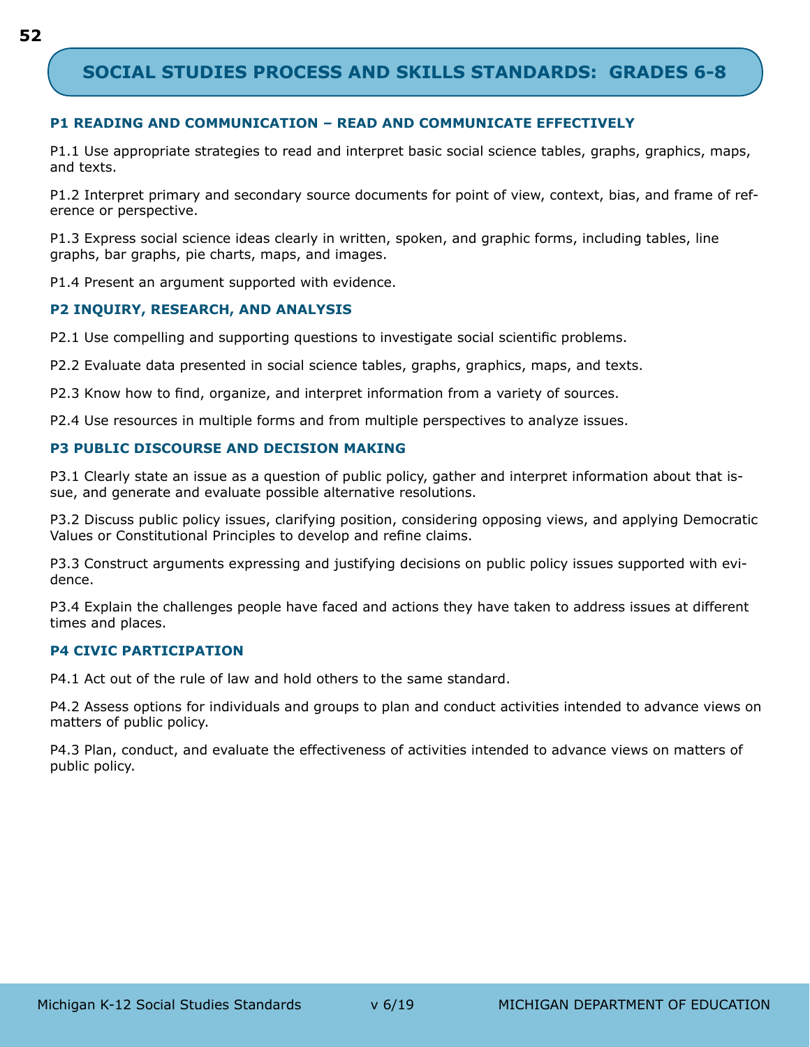# SOCIAL STUDIES PROCESS AND SKILLS STANDARDS: GRADES 6-8

## P1 READING AND COMMUNICATION – READ AND COMMUNICATE EFFECTIVELY

P1.1 Use appropriate strategies to read and interpret basic social science tables, graphs, graphics, maps, and texts.

P1.2 Interpret primary and secondary source documents for point of view, context, bias, and frame of reference or perspective.

P1.3 Express social science ideas clearly in written, spoken, and graphic forms, including tables, line graphs, bar graphs, pie charts, maps, and images.

P1.4 Present an argument supported with evidence.

## P2 INQUIRY, RESEARCH, AND ANALYSIS

P2.1 Use compelling and supporting questions to investigate social scientific problems.

P2.2 Evaluate data presented in social science tables, graphs, graphics, maps, and texts.

P2.3 Know how to find, organize, and interpret information from a variety of sources.

P2.4 Use resources in multiple forms and from multiple perspectives to analyze issues.

## P3 PUBLIC DISCOURSE AND DECISION MAKING

P3.1 Clearly state an issue as a question of public policy, gather and interpret information about that issue, and generate and evaluate possible alternative resolutions.

P3.2 Discuss public policy issues, clarifying position, considering opposing views, and applying Democratic Values or Constitutional Principles to develop and refine claims.

P3.3 Construct arguments expressing and justifying decisions on public policy issues supported with evidence.

P3.4 Explain the challenges people have faced and actions they have taken to address issues at different times and places.

## P4 CIVIC PARTICIPATION

P4.1 Act out of the rule of law and hold others to the same standard.

P4.2 Assess options for individuals and groups to plan and conduct activities intended to advance views on matters of public policy.

P4.3 Plan, conduct, and evaluate the effectiveness of activities intended to advance views on matters of public policy.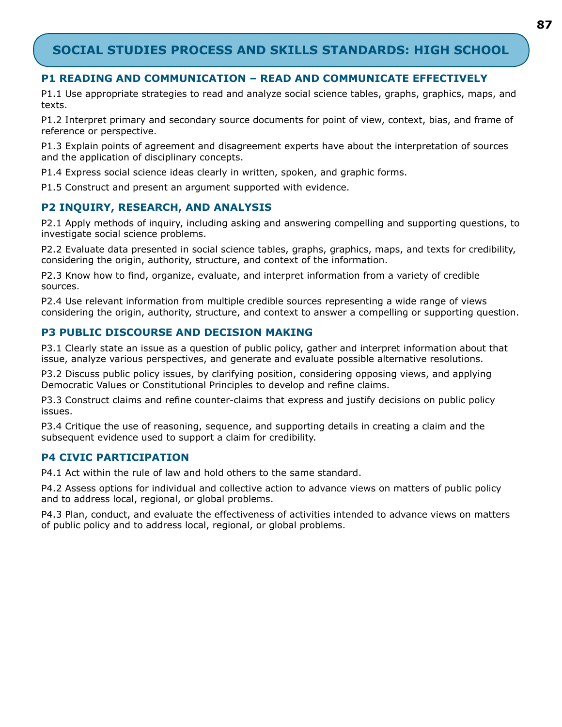# SOCIAL STUDIES PROCESS AND SKILLS STANDARDS: HIGH SCHOOL

## P1 READING AND COMMUNICATION – READ AND COMMUNICATE EFFECTIVELY

P1.1 Use appropriate strategies to read and analyze social science tables, graphs, graphics, maps, and texts.

P1.2 Interpret primary and secondary source documents for point of view, context, bias, and frame of reference or perspective.

P1.3 Explain points of agreement and disagreement experts have about the interpretation of sources and the application of disciplinary concepts.

P1.4 Express social science ideas clearly in written, spoken, and graphic forms.

P1.5 Construct and present an argument supported with evidence.

## P2 INQUIRY, RESEARCH, AND ANALYSIS

P2.1 Apply methods of inquiry, including asking and answering compelling and supporting questions, to investigate social science problems.

P2.2 Evaluate data presented in social science tables, graphs, graphics, maps, and texts for credibility, considering the origin, authority, structure, and context of the information.

P2.3 Know how to find, organize, evaluate, and interpret information from a variety of credible sources.

P2.4 Use relevant information from multiple credible sources representing a wide range of views considering the origin, authority, structure, and context to answer a compelling or supporting question.

## P3 PUBLIC DISCOURSE AND DECISION MAKING

P3.1 Clearly state an issue as a question of public policy, gather and interpret information about that issue, analyze various perspectives, and generate and evaluate possible alternative resolutions.

P3.2 Discuss public policy issues, by clarifying position, considering opposing views, and applying Democratic Values or Constitutional Principles to develop and refine claims.

P3.3 Construct claims and refine counter-claims that express and justify decisions on public policy issues.

P3.4 Critique the use of reasoning, sequence, and supporting details in creating a claim and the subsequent evidence used to support a claim for credibility.

## P4 CIVIC PARTICIPATION

P4.1 Act within the rule of law and hold others to the same standard.

P4.2 Assess options for individual and collective action to advance views on matters of public policy and to address local, regional, or global problems.

P4.3 Plan, conduct, and evaluate the effectiveness of activities intended to advance views on matters of public policy and to address local, regional, or global problems.